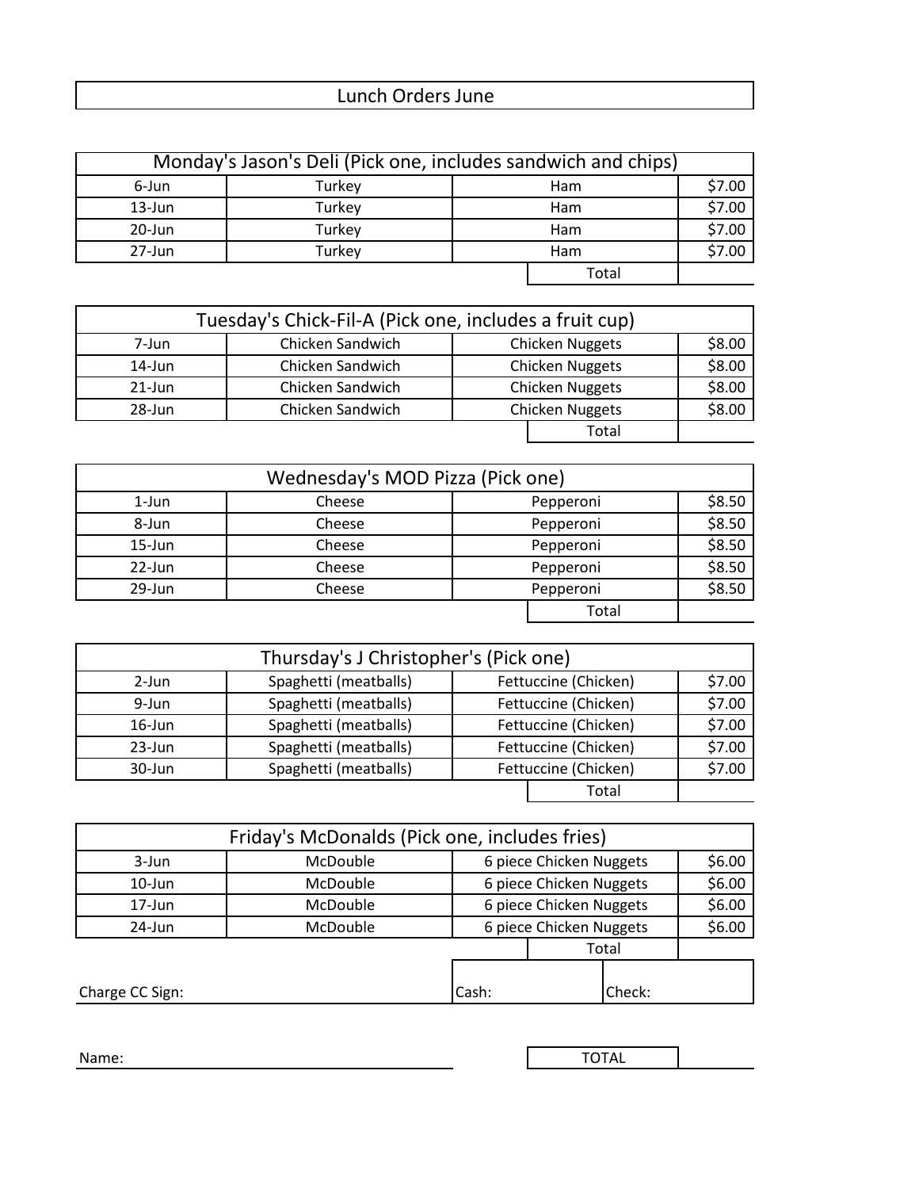# Lunch Orders June

| Monday's Jason's Deli (Pick one, includes sandwich and chips) | | | |
|---|---|---|---|
| 6-Jun | Turkey | Ham | $7.00 |
| 13-Jun | Turkey | Ham | $7.00 |
| 20-Jun | Turkey | Ham | $7.00 |
| 27-Jun | Turkey | Ham | $7.00 |
| | | Total | |

| Tuesday's Chick-Fil-A (Pick one, includes a fruit cup) | | | |
|---|---|---|---|
| 7-Jun | Chicken Sandwich | Chicken Nuggets | $8.00 |
| 14-Jun | Chicken Sandwich | Chicken Nuggets | $8.00 |
| 21-Jun | Chicken Sandwich | Chicken Nuggets | $8.00 |
| 28-Jun | Chicken Sandwich | Chicken Nuggets | $8.00 |
| | | Total | |

| Wednesday's MOD Pizza (Pick one) | | | |
|---|---|---|---|
| 1-Jun | Cheese | Pepperoni | $8.50 |
| 8-Jun | Cheese | Pepperoni | $8.50 |
| 15-Jun | Cheese | Pepperoni | $8.50 |
| 22-Jun | Cheese | Pepperoni | $8.50 |
| 29-Jun | Cheese | Pepperoni | $8.50 |
| | | Total | |

| Thursday's J Christopher's (Pick one) | | | |
|---|---|---|---|
| 2-Jun | Spaghetti (meatballs) | Fettuccine (Chicken) | $7.00 |
| 9-Jun | Spaghetti (meatballs) | Fettuccine (Chicken) | $7.00 |
| 16-Jun | Spaghetti (meatballs) | Fettuccine (Chicken) | $7.00 |
| 23-Jun | Spaghetti (meatballs) | Fettuccine (Chicken) | $7.00 |
| 30-Jun | Spaghetti (meatballs) | Fettuccine (Chicken) | $7.00 |
| | | Total | |

| Friday's McDonalds (Pick one, includes fries) | | | |
|---|---|---|---|
| 3-Jun | McDouble | 6 piece Chicken Nuggets | $6.00 |
| 10-Jun | McDouble | 6 piece Chicken Nuggets | $6.00 |
| 17-Jun | McDouble | 6 piece Chicken Nuggets | $6.00 |
| 24-Jun | McDouble | 6 piece Chicken Nuggets | $6.00 |
| | | Total | |

Charge CC Sign: ______________________ Cash: ________ Check: ________

Name: ______________________ TOTAL ________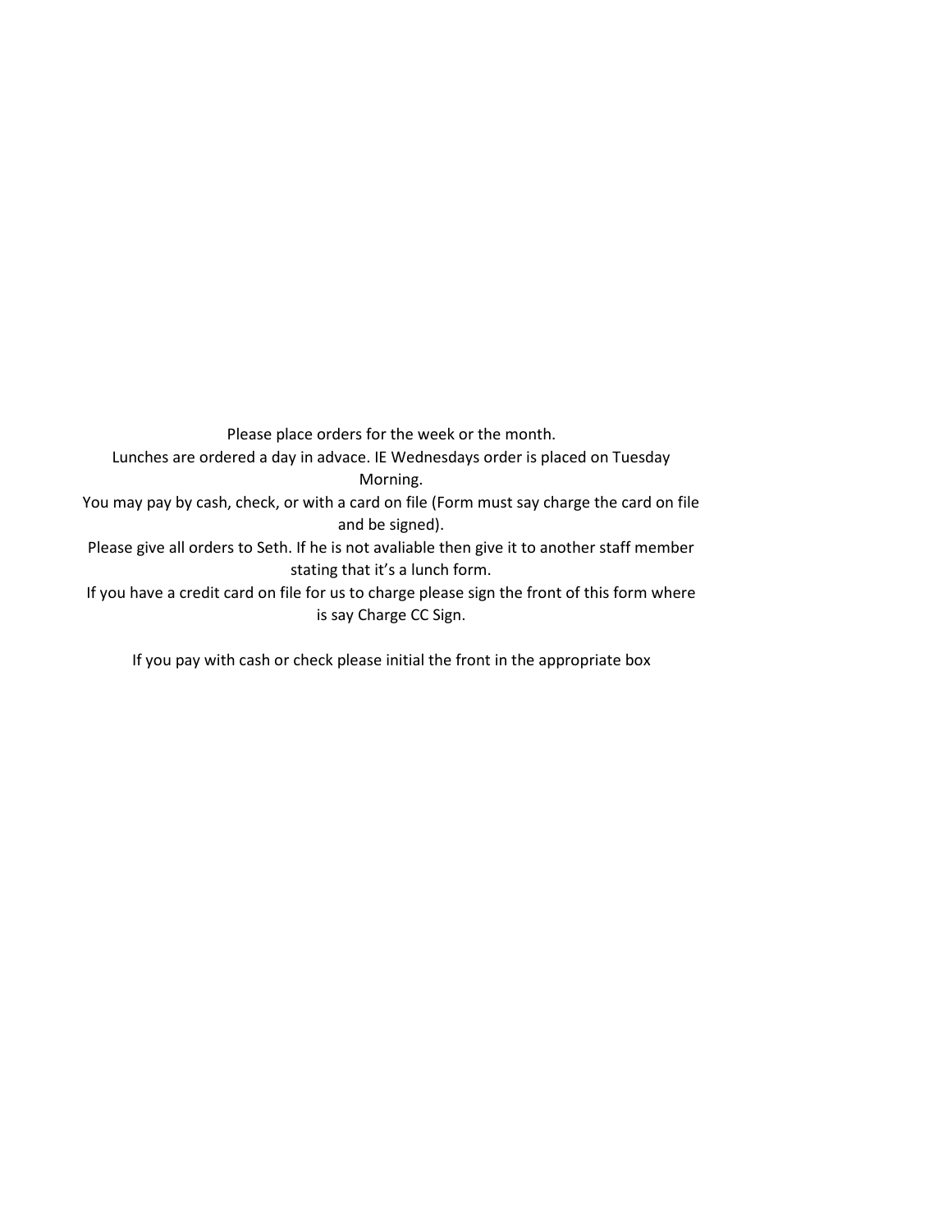Please place orders for the week or the month.

Lunches are ordered a day in advace. IE Wednesdays order is placed on Tuesday Morning.

You may pay by cash, check, or with a card on file (Form must say charge the card on file and be signed).

Please give all orders to Seth. If he is not avaliable then give it to another staff member stating that it's a lunch form.

If you have a credit card on file for us to charge please sign the front of this form where is say Charge CC Sign.

If you pay with cash or check please initial the front in the appropriate box